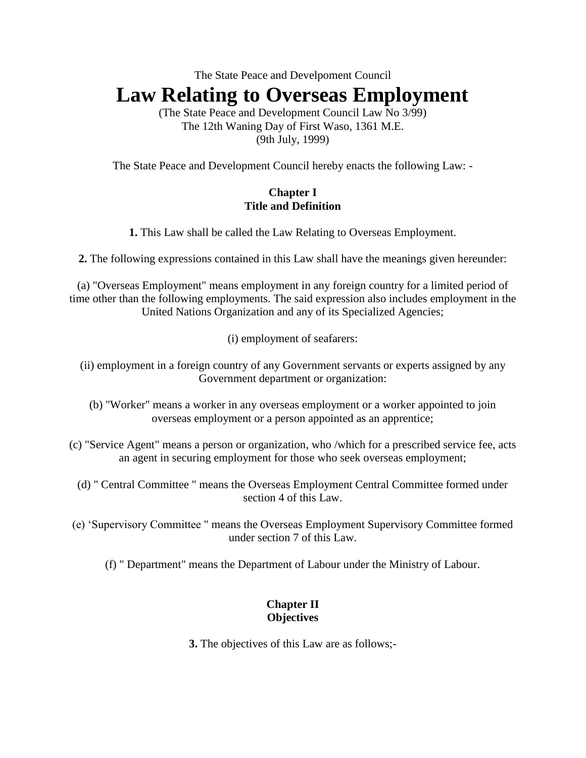The State Peace and Develpoment Council

# Law Relating to Overseas Employment

(The State Peace and Development Council Law No 3/99)
The 12th Waning Day of First Waso, 1361 M.E.
(9th July, 1999)

The State Peace and Development Council hereby enacts the following Law: -

## Chapter I
## Title and Definition

**1.** This Law shall be called the Law Relating to Overseas Employment.

**2.** The following expressions contained in this Law shall have the meanings given hereunder:

(a) "Overseas Employment" means employment in any foreign country for a limited period of time other than the following employments. The said expression also includes employment in the United Nations Organization and any of its Specialized Agencies;

(i) employment of seafarers:

(ii) employment in a foreign country of any Government servants or experts assigned by any Government department or organization:

(b) "Worker" means a worker in any overseas employment or a worker appointed to join overseas employment or a person appointed as an apprentice;

(c) "Service Agent" means a person or organization, who /which for a prescribed service fee, acts an agent in securing employment for those who seek overseas employment;

(d) " Central Committee " means the Overseas Employment Central Committee formed under section 4 of this Law.

(e) ‘Supervisory Committee " means the Overseas Employment Supervisory Committee formed under section 7 of this Law.

(f) " Department" means the Department of Labour under the Ministry of Labour.

## Chapter II
## Objectives

**3.** The objectives of this Law are as follows;-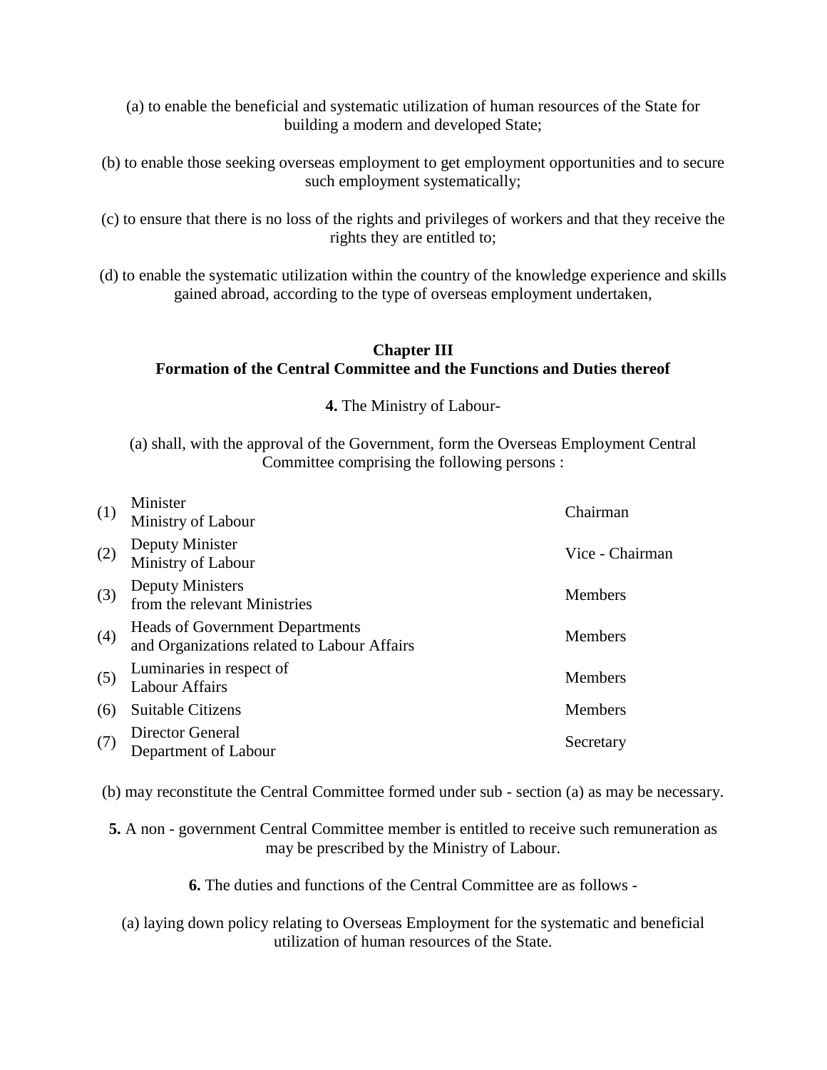(a) to enable the beneficial and systematic utilization of human resources of the State for building a modern and developed State;

(b) to enable those seeking overseas employment to get employment opportunities and to secure such employment systematically;

(c) to ensure that there is no loss of the rights and privileges of workers and that they receive the rights they are entitled to;

(d) to enable the systematic utilization within the country of the knowledge experience and skills gained abroad, according to the type of overseas employment undertaken,

## Chapter III
## Formation of the Central Committee and the Functions and Duties thereof

**4.** The Ministry of Labour-

(a) shall, with the approval of the Government, form the Overseas Employment Central Committee comprising the following persons :

| | | |
|---|---|---|
| (1) | Minister<br>Ministry of Labour | Chairman |
| (2) | Deputy Minister<br>Ministry of Labour | Vice - Chairman |
| (3) | Deputy Ministers<br>from the relevant Ministries | Members |
| (4) | Heads of Government Departments<br>and Organizations related to Labour Affairs | Members |
| (5) | Luminaries in respect of<br>Labour Affairs | Members |
| (6) | Suitable Citizens | Members |
| (7) | Director General<br>Department of Labour | Secretary |

(b) may reconstitute the Central Committee formed under sub - section (a) as may be necessary.

**5.** A non - government Central Committee member is entitled to receive such remuneration as may be prescribed by the Ministry of Labour.

**6.** The duties and functions of the Central Committee are as follows -

(a) laying down policy relating to Overseas Employment for the systematic and beneficial utilization of human resources of the State.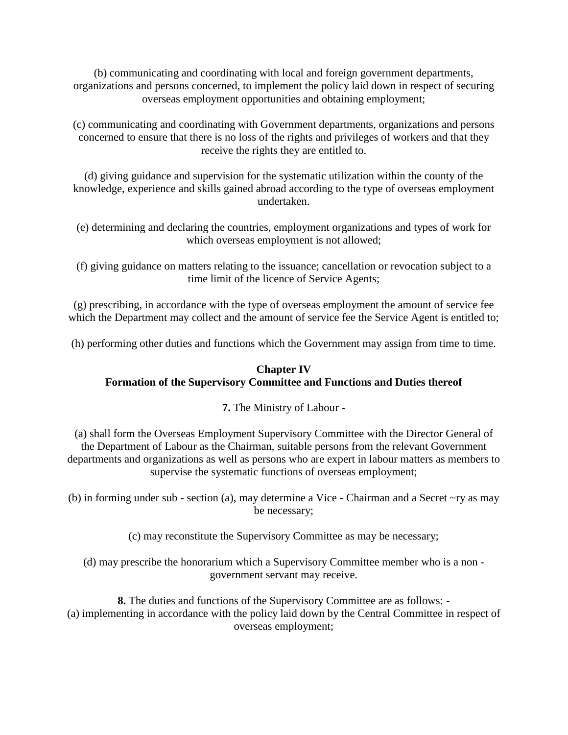(b) communicating and coordinating with local and foreign government departments, organizations and persons concerned, to implement the policy laid down in respect of securing overseas employment opportunities and obtaining employment;

(c) communicating and coordinating with Government departments, organizations and persons concerned to ensure that there is no loss of the rights and privileges of workers and that they receive the rights they are entitled to.

(d) giving guidance and supervision for the systematic utilization within the county of the knowledge, experience and skills gained abroad according to the type of overseas employment undertaken.

(e) determining and declaring the countries, employment organizations and types of work for which overseas employment is not allowed;

(f) giving guidance on matters relating to the issuance; cancellation or revocation subject to a time limit of the licence of Service Agents;

(g) prescribing, in accordance with the type of overseas employment the amount of service fee which the Department may collect and the amount of service fee the Service Agent is entitled to;

(h) performing other duties and functions which the Government may assign from time to time.

## Chapter IV
## Formation of the Supervisory Committee and Functions and Duties thereof

**7.** The Ministry of Labour -

(a) shall form the Overseas Employment Supervisory Committee with the Director General of the Department of Labour as the Chairman, suitable persons from the relevant Government departments and organizations as well as persons who are expert in labour matters as members to supervise the systematic functions of overseas employment;

(b) in forming under sub - section (a), may determine a Vice - Chairman and a Secret ~ry as may be necessary;

(c) may reconstitute the Supervisory Committee as may be necessary;

(d) may prescribe the honorarium which a Supervisory Committee member who is a non - government servant may receive.

**8.** The duties and functions of the Supervisory Committee are as follows: -
(a) implementing in accordance with the policy laid down by the Central Committee in respect of overseas employment;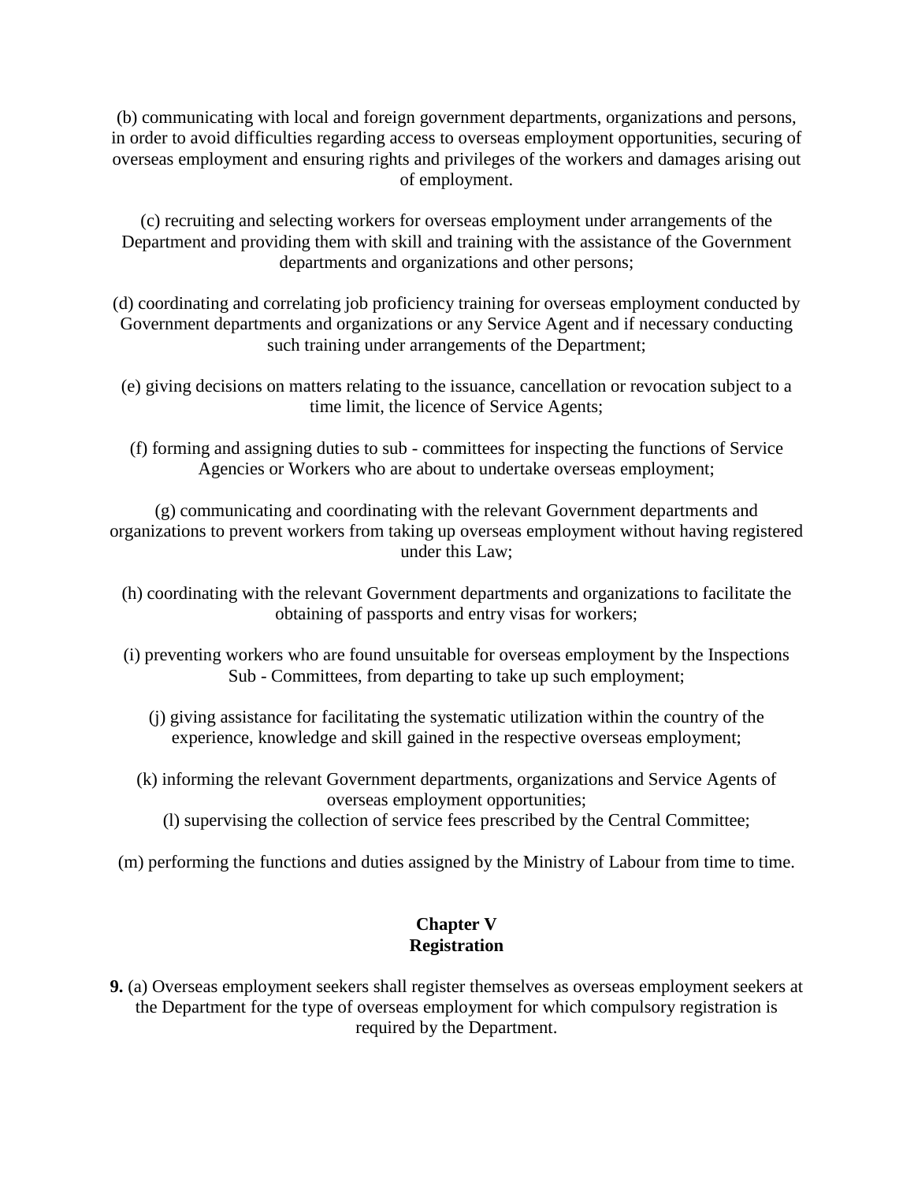(b) communicating with local and foreign government departments, organizations and persons, in order to avoid difficulties regarding access to overseas employment opportunities, securing of overseas employment and ensuring rights and privileges of the workers and damages arising out of employment.

(c) recruiting and selecting workers for overseas employment under arrangements of the Department and providing them with skill and training with the assistance of the Government departments and organizations and other persons;

(d) coordinating and correlating job proficiency training for overseas employment conducted by Government departments and organizations or any Service Agent and if necessary conducting such training under arrangements of the Department;

(e) giving decisions on matters relating to the issuance, cancellation or revocation subject to a time limit, the licence of Service Agents;

(f) forming and assigning duties to sub - committees for inspecting the functions of Service Agencies or Workers who are about to undertake overseas employment;

(g) communicating and coordinating with the relevant Government departments and organizations to prevent workers from taking up overseas employment without having registered under this Law;

(h) coordinating with the relevant Government departments and organizations to facilitate the obtaining of passports and entry visas for workers;

(i) preventing workers who are found unsuitable for overseas employment by the Inspections Sub - Committees, from departing to take up such employment;

(j) giving assistance for facilitating the systematic utilization within the country of the experience, knowledge and skill gained in the respective overseas employment;

(k) informing the relevant Government departments, organizations and Service Agents of overseas employment opportunities;

(l) supervising the collection of service fees prescribed by the Central Committee;

(m) performing the functions and duties assigned by the Ministry of Labour from time to time.

## Chapter V
## Registration

**9.** (a) Overseas employment seekers shall register themselves as overseas employment seekers at the Department for the type of overseas employment for which compulsory registration is required by the Department.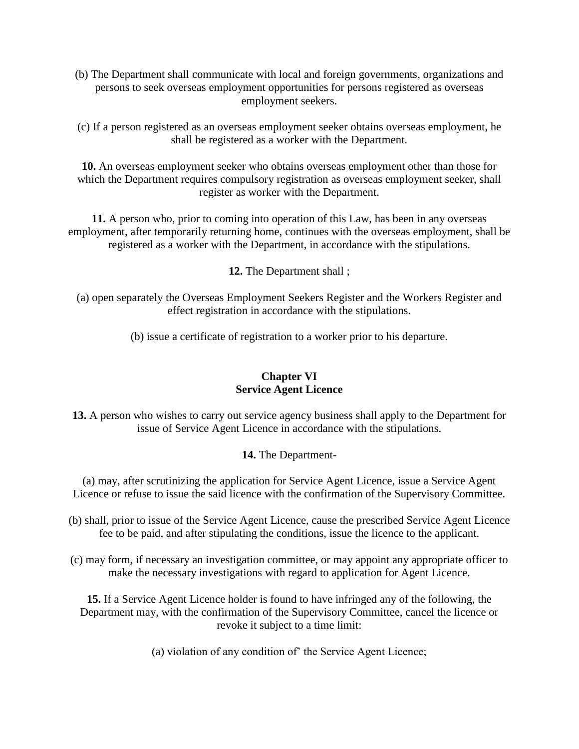(b) The Department shall communicate with local and foreign governments, organizations and persons to seek overseas employment opportunities for persons registered as overseas employment seekers.

(c) If a person registered as an overseas employment seeker obtains overseas employment, he shall be registered as a worker with the Department.

**10.** An overseas employment seeker who obtains overseas employment other than those for which the Department requires compulsory registration as overseas employment seeker, shall register as worker with the Department.

**11.** A person who, prior to coming into operation of this Law, has been in any overseas employment, after temporarily returning home, continues with the overseas employment, shall be registered as a worker with the Department, in accordance with the stipulations.

**12.** The Department shall ;

(a) open separately the Overseas Employment Seekers Register and the Workers Register and effect registration in accordance with the stipulations.

(b) issue a certificate of registration to a worker prior to his departure.

## Chapter VI
## Service Agent Licence

**13.** A person who wishes to carry out service agency business shall apply to the Department for issue of Service Agent Licence in accordance with the stipulations.

**14.** The Department-

(a) may, after scrutinizing the application for Service Agent Licence, issue a Service Agent Licence or refuse to issue the said licence with the confirmation of the Supervisory Committee.

(b) shall, prior to issue of the Service Agent Licence, cause the prescribed Service Agent Licence fee to be paid, and after stipulating the conditions, issue the licence to the applicant.

(c) may form, if necessary an investigation committee, or may appoint any appropriate officer to make the necessary investigations with regard to application for Agent Licence.

**15.** If a Service Agent Licence holder is found to have infringed any of the following, the Department may, with the confirmation of the Supervisory Committee, cancel the licence or revoke it subject to a time limit:

(a) violation of any condition of' the Service Agent Licence;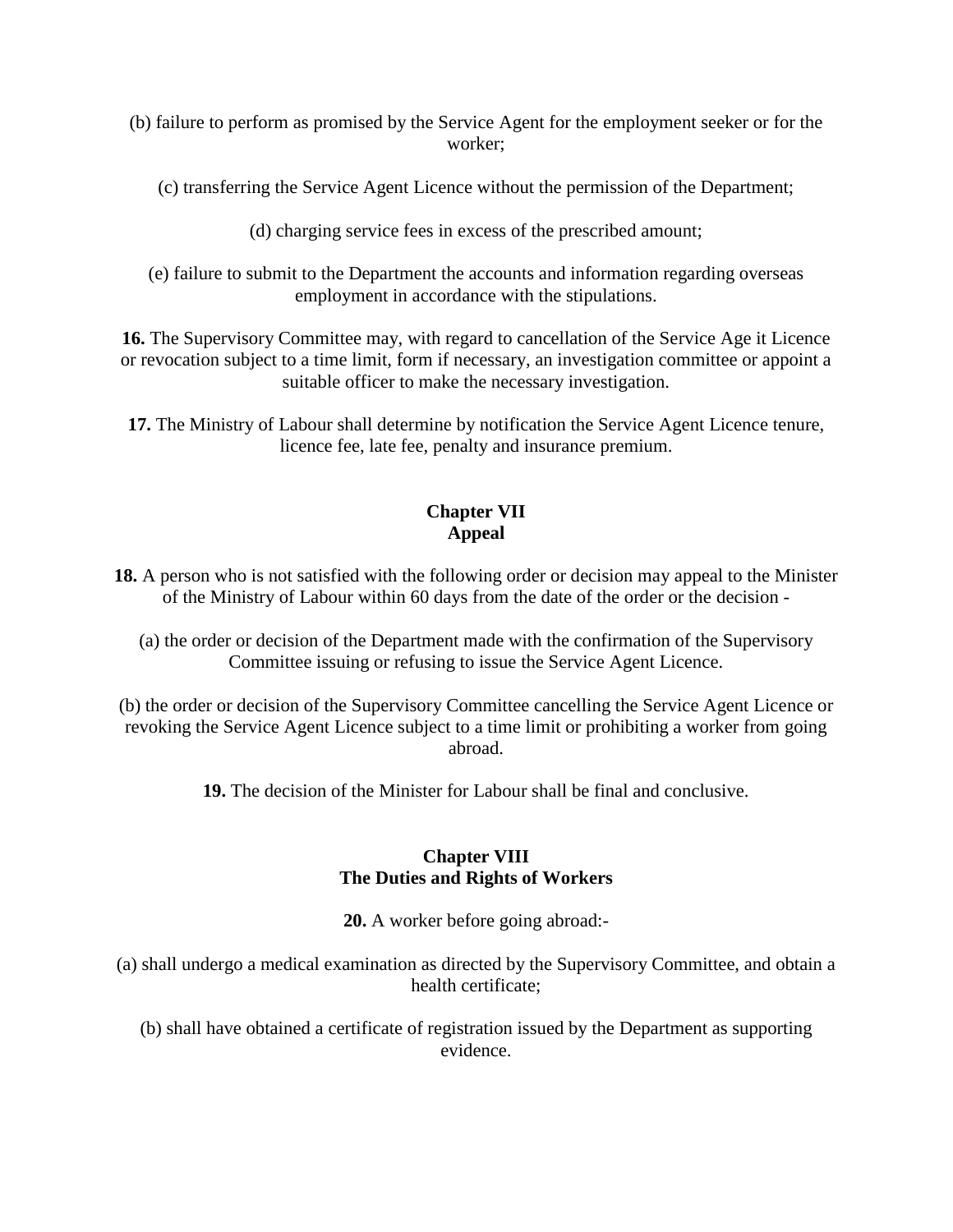(b) failure to perform as promised by the Service Agent for the employment seeker or for the worker;

(c) transferring the Service Agent Licence without the permission of the Department;

(d) charging service fees in excess of the prescribed amount;

(e) failure to submit to the Department the accounts and information regarding overseas employment in accordance with the stipulations.

**16.** The Supervisory Committee may, with regard to cancellation of the Service Age it Licence or revocation subject to a time limit, form if necessary, an investigation committee or appoint a suitable officer to make the necessary investigation.

**17.** The Ministry of Labour shall determine by notification the Service Agent Licence tenure, licence fee, late fee, penalty and insurance premium.

## Chapter VII
## Appeal

**18.** A person who is not satisfied with the following order or decision may appeal to the Minister of the Ministry of Labour within 60 days from the date of the order or the decision -

(a) the order or decision of the Department made with the confirmation of the Supervisory Committee issuing or refusing to issue the Service Agent Licence.

(b) the order or decision of the Supervisory Committee cancelling the Service Agent Licence or revoking the Service Agent Licence subject to a time limit or prohibiting a worker from going abroad.

**19.** The decision of the Minister for Labour shall be final and conclusive.

## Chapter VIII
## The Duties and Rights of Workers

**20.** A worker before going abroad:-

(a) shall undergo a medical examination as directed by the Supervisory Committee, and obtain a health certificate;

(b) shall have obtained a certificate of registration issued by the Department as supporting evidence.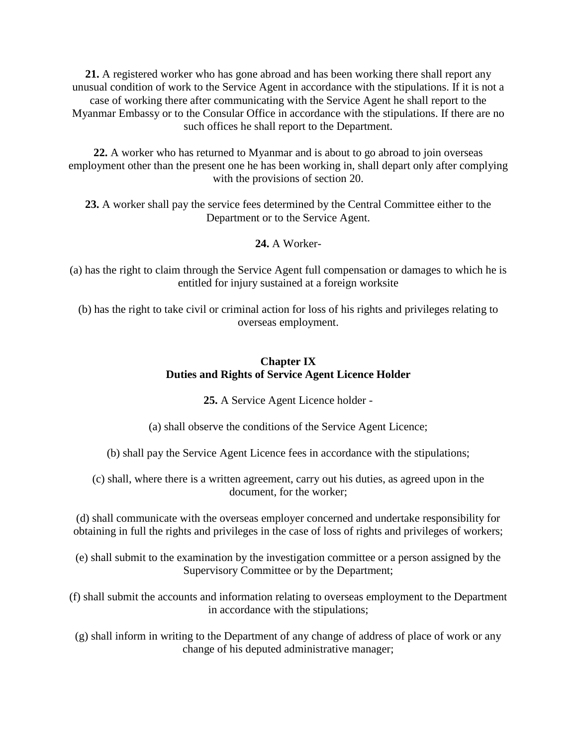**21.** A registered worker who has gone abroad and has been working there shall report any unusual condition of work to the Service Agent in accordance with the stipulations. If it is not a case of working there after communicating with the Service Agent he shall report to the Myanmar Embassy or to the Consular Office in accordance with the stipulations. If there are no such offices he shall report to the Department.

**22.** A worker who has returned to Myanmar and is about to go abroad to join overseas employment other than the present one he has been working in, shall depart only after complying with the provisions of section 20.

**23.** A worker shall pay the service fees determined by the Central Committee either to the Department or to the Service Agent.

**24.** A Worker-

(a) has the right to claim through the Service Agent full compensation or damages to which he is entitled for injury sustained at a foreign worksite

(b) has the right to take civil or criminal action for loss of his rights and privileges relating to overseas employment.

## Chapter IX
## Duties and Rights of Service Agent Licence Holder

**25.** A Service Agent Licence holder -

(a) shall observe the conditions of the Service Agent Licence;

(b) shall pay the Service Agent Licence fees in accordance with the stipulations;

(c) shall, where there is a written agreement, carry out his duties, as agreed upon in the document, for the worker;

(d) shall communicate with the overseas employer concerned and undertake responsibility for obtaining in full the rights and privileges in the case of loss of rights and privileges of workers;

(e) shall submit to the examination by the investigation committee or a person assigned by the Supervisory Committee or by the Department;

(f) shall submit the accounts and information relating to overseas employment to the Department in accordance with the stipulations;

(g) shall inform in writing to the Department of any change of address of place of work or any change of his deputed administrative manager;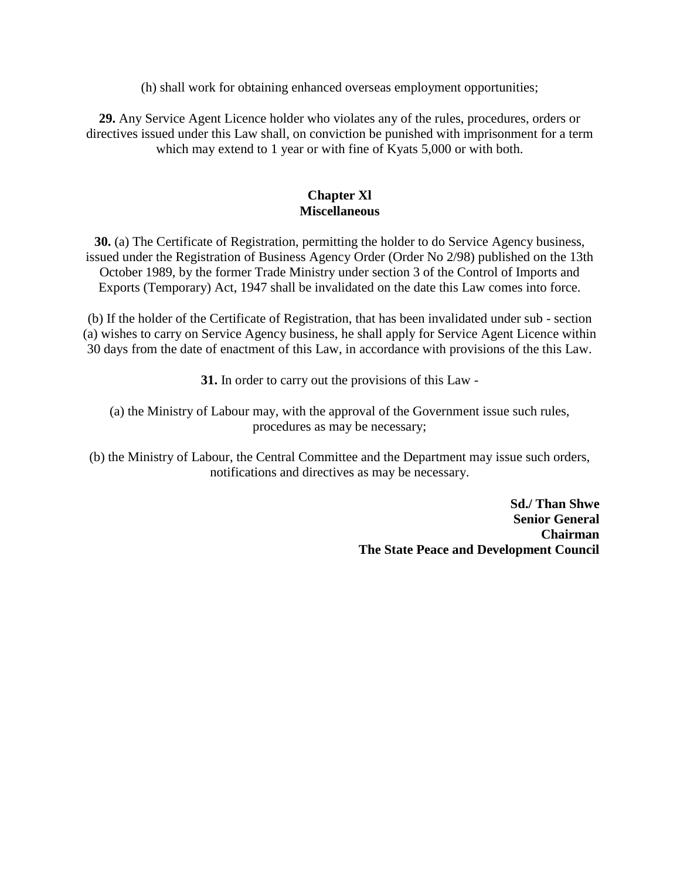(h) shall work for obtaining enhanced overseas employment opportunities;

**29.** Any Service Agent Licence holder who violates any of the rules, procedures, orders or directives issued under this Law shall, on conviction be punished with imprisonment for a term which may extend to 1 year or with fine of Kyats 5,000 or with both.

## Chapter Xl
## Miscellaneous

**30.** (a) The Certificate of Registration, permitting the holder to do Service Agency business, issued under the Registration of Business Agency Order (Order No 2/98) published on the 13th October 1989, by the former Trade Ministry under section 3 of the Control of Imports and Exports (Temporary) Act, 1947 shall be invalidated on the date this Law comes into force.

(b) If the holder of the Certificate of Registration, that has been invalidated under sub - section (a) wishes to carry on Service Agency business, he shall apply for Service Agent Licence within 30 days from the date of enactment of this Law, in accordance with provisions of the this Law.

**31.** In order to carry out the provisions of this Law -

(a) the Ministry of Labour may, with the approval of the Government issue such rules, procedures as may be necessary;

(b) the Ministry of Labour, the Central Committee and the Department may issue such orders, notifications and directives as may be necessary.

**Sd./ Than Shwe**
**Senior General**
**Chairman**
**The State Peace and Development Council**